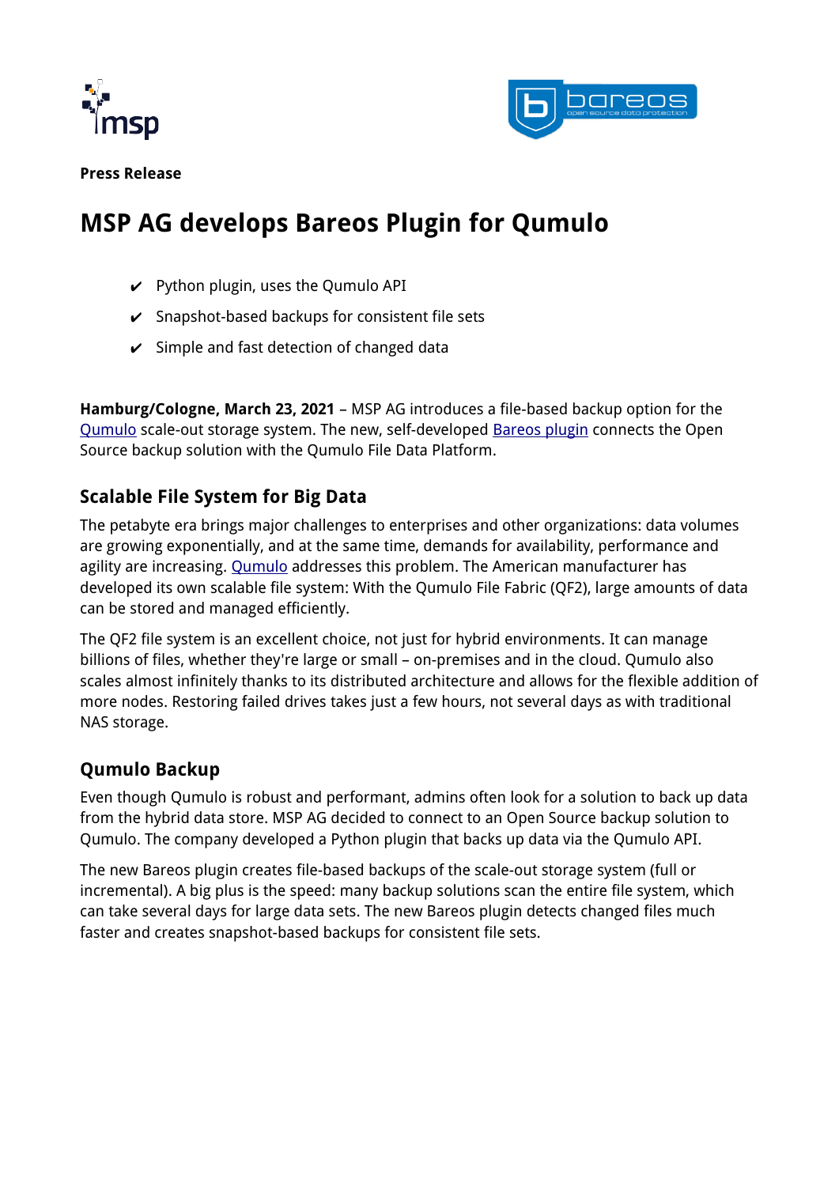**Press Release**

# MSP AG develops Bareos Plugin for Qumulo

- ✔ Python plugin, uses the Qumulo API
- ✔ Snapshot-based backups for consistent file sets
- ✔ Simple and fast detection of changed data

**Hamburg/Cologne, March 23, 2021** – MSP AG introduces a file-based backup option for the Qumulo scale-out storage system. The new, self-developed Bareos plugin connects the Open Source backup solution with the Qumulo File Data Platform.

## Scalable File System for Big Data

The petabyte era brings major challenges to enterprises and other organizations: data volumes are growing exponentially, and at the same time, demands for availability, performance and agility are increasing. Qumulo addresses this problem. The American manufacturer has developed its own scalable file system: With the Qumulo File Fabric (QF2), large amounts of data can be stored and managed efficiently.

The QF2 file system is an excellent choice, not just for hybrid environments. It can manage billions of files, whether they're large or small – on-premises and in the cloud. Qumulo also scales almost infinitely thanks to its distributed architecture and allows for the flexible addition of more nodes. Restoring failed drives takes just a few hours, not several days as with traditional NAS storage.

## Qumulo Backup

Even though Qumulo is robust and performant, admins often look for a solution to back up data from the hybrid data store. MSP AG decided to connect to an Open Source backup solution to Qumulo. The company developed a Python plugin that backs up data via the Qumulo API.

The new Bareos plugin creates file-based backups of the scale-out storage system (full or incremental). A big plus is the speed: many backup solutions scan the entire file system, which can take several days for large data sets. The new Bareos plugin detects changed files much faster and creates snapshot-based backups for consistent file sets.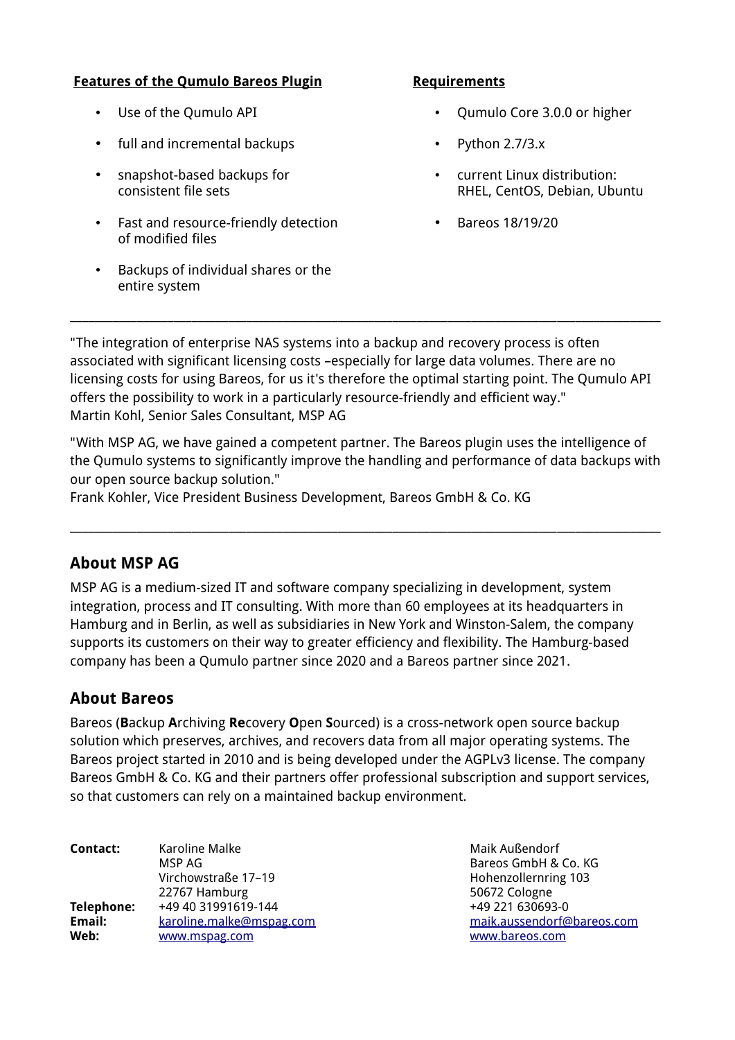**Features of the Qumulo Bareos Plugin**

- Use of the Qumulo API
- full and incremental backups
- snapshot-based backups for consistent file sets
- Fast and resource-friendly detection of modified files
- Backups of individual shares or the entire system

**Requirements**

- Qumulo Core 3.0.0 or higher
- Python 2.7/3.x
- current Linux distribution: RHEL, CentOS, Debian, Ubuntu
- Bareos 18/19/20

---

"The integration of enterprise NAS systems into a backup and recovery process is often associated with significant licensing costs –especially for large data volumes. There are no licensing costs for using Bareos, for us it's therefore the optimal starting point. The Qumulo API offers the possibility to work in a particularly resource-friendly and efficient way."
Martin Kohl, Senior Sales Consultant, MSP AG

"With MSP AG, we have gained a competent partner. The Bareos plugin uses the intelligence of the Qumulo systems to significantly improve the handling and performance of data backups with our open source backup solution."
Frank Kohler, Vice President Business Development, Bareos GmbH & Co. KG

---

## About MSP AG

MSP AG is a medium-sized IT and software company specializing in development, system integration, process and IT consulting. With more than 60 employees at its headquarters in Hamburg and in Berlin, as well as subsidiaries in New York and Winston-Salem, the company supports its customers on their way to greater efficiency and flexibility. The Hamburg-based company has been a Qumulo partner since 2020 and a Bareos partner since 2021.

## About Bareos

Bareos (**B**ackup **A**rchiving **Re**covery **O**pen **S**ourced) is a cross-network open source backup solution which preserves, archives, and recovers data from all major operating systems. The Bareos project started in 2010 and is being developed under the AGPLv3 license. The company Bareos GmbH & Co. KG and their partners offer professional subscription and support services, so that customers can rely on a maintained backup environment.

| | | |
|---|---|---|
| **Contact:** | Karoline Malke<br>MSP AG<br>Virchowstraße 17–19<br>22767 Hamburg | Maik Außendorf<br>Bareos GmbH & Co. KG<br>Hohenzollernring 103<br>50672 Cologne |
| **Telephone:** | +49 40 31991619-144 | +49 221 630693-0 |
| **Email:** | karoline.malke@mspag.com | maik.aussendorf@bareos.com |
| **Web:** | www.mspag.com | www.bareos.com |